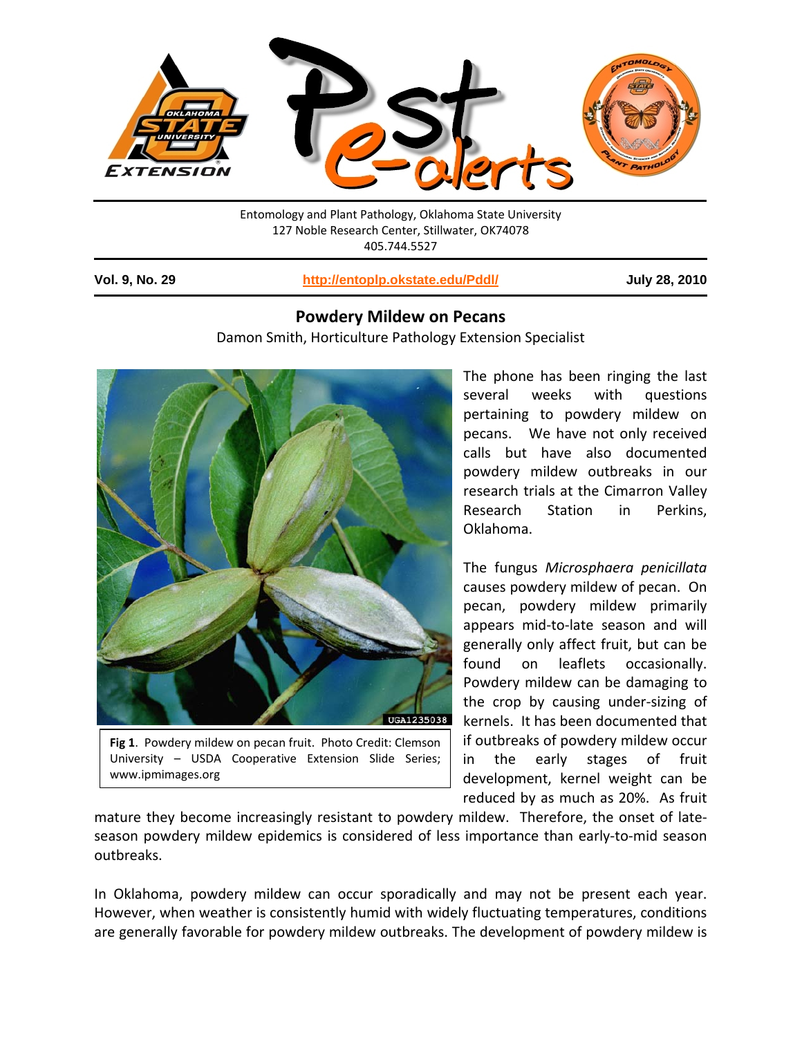Entomology and Plant Pathology, Oklahoma State University
127 Noble Research Center, Stillwater, OK74078
405.744.5527

**Vol. 9, No. 29** | **http://entoplp.okstate.edu/Pddl/** | **July 28, 2010**

## Powdery Mildew on Pecans

Damon Smith, Horticulture Pathology Extension Specialist

**Fig 1**. Powdery mildew on pecan fruit. Photo Credit: Clemson University – USDA Cooperative Extension Slide Series; www.ipmimages.org

The phone has been ringing the last several weeks with questions pertaining to powdery mildew on pecans. We have not only received calls but have also documented powdery mildew outbreaks in our research trials at the Cimarron Valley Research Station in Perkins, Oklahoma.

The fungus *Microsphaera penicillata* causes powdery mildew of pecan. On pecan, powdery mildew primarily appears mid-to-late season and will generally only affect fruit, but can be found on leaflets occasionally. Powdery mildew can be damaging to the crop by causing under-sizing of kernels. It has been documented that if outbreaks of powdery mildew occur in the early stages of fruit development, kernel weight can be reduced by as much as 20%. As fruit mature they become increasingly resistant to powdery mildew. Therefore, the onset of late-season powdery mildew epidemics is considered of less importance than early-to-mid season outbreaks.

In Oklahoma, powdery mildew can occur sporadically and may not be present each year. However, when weather is consistently humid with widely fluctuating temperatures, conditions are generally favorable for powdery mildew outbreaks. The development of powdery mildew is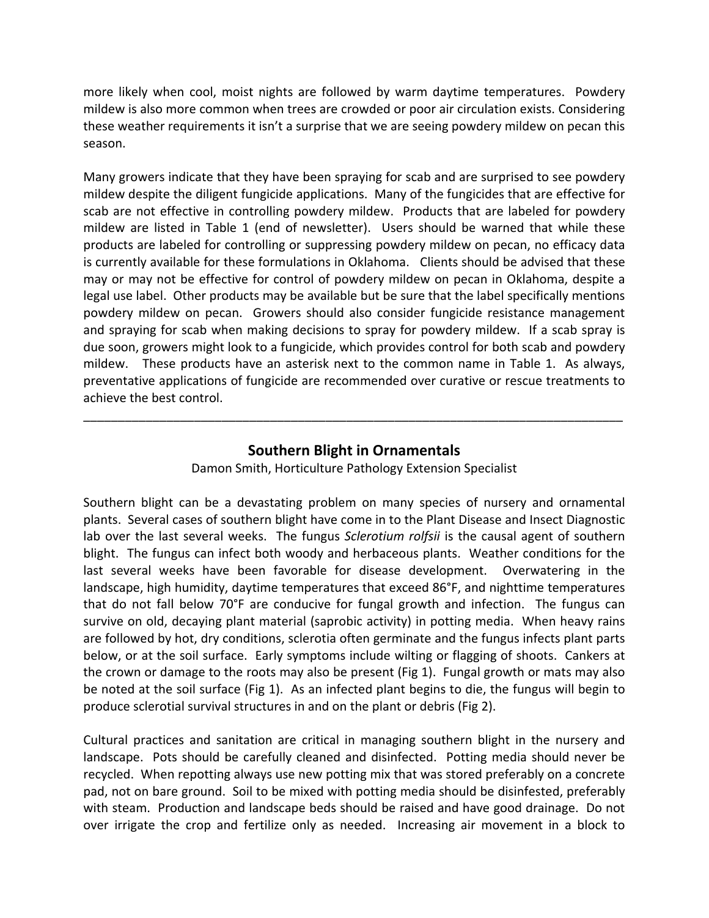more likely when cool, moist nights are followed by warm daytime temperatures. Powdery mildew is also more common when trees are crowded or poor air circulation exists. Considering these weather requirements it isn't a surprise that we are seeing powdery mildew on pecan this season.

Many growers indicate that they have been spraying for scab and are surprised to see powdery mildew despite the diligent fungicide applications. Many of the fungicides that are effective for scab are not effective in controlling powdery mildew. Products that are labeled for powdery mildew are listed in Table 1 (end of newsletter). Users should be warned that while these products are labeled for controlling or suppressing powdery mildew on pecan, no efficacy data is currently available for these formulations in Oklahoma. Clients should be advised that these may or may not be effective for control of powdery mildew on pecan in Oklahoma, despite a legal use label. Other products may be available but be sure that the label specifically mentions powdery mildew on pecan. Growers should also consider fungicide resistance management and spraying for scab when making decisions to spray for powdery mildew. If a scab spray is due soon, growers might look to a fungicide, which provides control for both scab and powdery mildew. These products have an asterisk next to the common name in Table 1. As always, preventative applications of fungicide are recommended over curative or rescue treatments to achieve the best control.

---

## Southern Blight in Ornamentals

Damon Smith, Horticulture Pathology Extension Specialist

Southern blight can be a devastating problem on many species of nursery and ornamental plants. Several cases of southern blight have come in to the Plant Disease and Insect Diagnostic lab over the last several weeks. The fungus *Sclerotium rolfsii* is the causal agent of southern blight. The fungus can infect both woody and herbaceous plants. Weather conditions for the last several weeks have been favorable for disease development. Overwatering in the landscape, high humidity, daytime temperatures that exceed 86°F, and nighttime temperatures that do not fall below 70°F are conducive for fungal growth and infection. The fungus can survive on old, decaying plant material (saprobic activity) in potting media. When heavy rains are followed by hot, dry conditions, sclerotia often germinate and the fungus infects plant parts below, or at the soil surface. Early symptoms include wilting or flagging of shoots. Cankers at the crown or damage to the roots may also be present (Fig 1). Fungal growth or mats may also be noted at the soil surface (Fig 1). As an infected plant begins to die, the fungus will begin to produce sclerotial survival structures in and on the plant or debris (Fig 2).

Cultural practices and sanitation are critical in managing southern blight in the nursery and landscape. Pots should be carefully cleaned and disinfected. Potting media should never be recycled. When repotting always use new potting mix that was stored preferably on a concrete pad, not on bare ground. Soil to be mixed with potting media should be disinfested, preferably with steam. Production and landscape beds should be raised and have good drainage. Do not over irrigate the crop and fertilize only as needed. Increasing air movement in a block to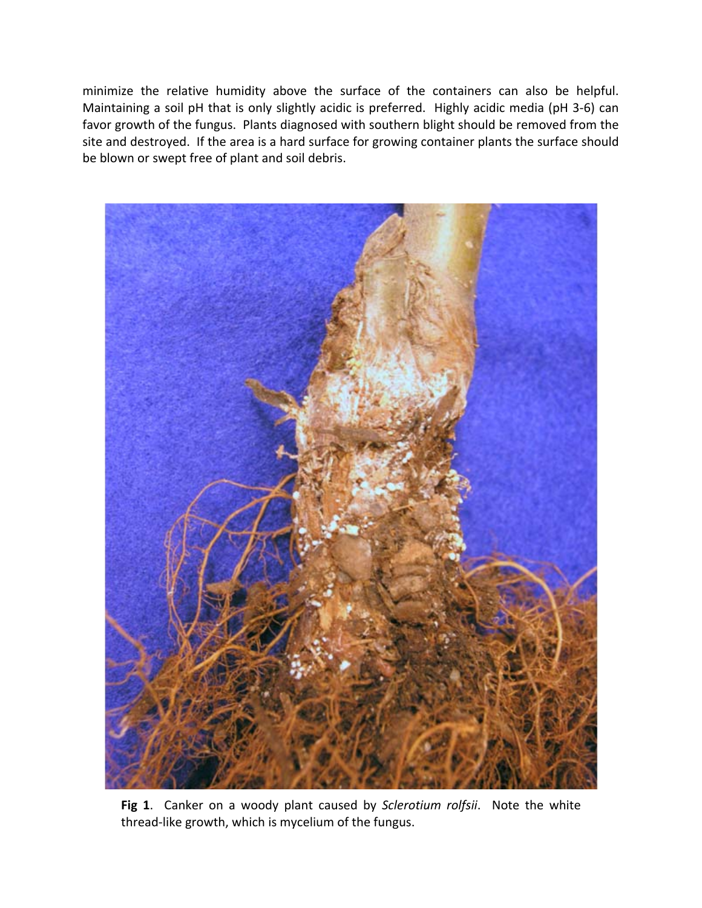minimize the relative humidity above the surface of the containers can also be helpful. Maintaining a soil pH that is only slightly acidic is preferred. Highly acidic media (pH 3-6) can favor growth of the fungus. Plants diagnosed with southern blight should be removed from the site and destroyed. If the area is a hard surface for growing container plants the surface should be blown or swept free of plant and soil debris.

**Fig 1**. Canker on a woody plant caused by *Sclerotium rolfsii*. Note the white thread-like growth, which is mycelium of the fungus.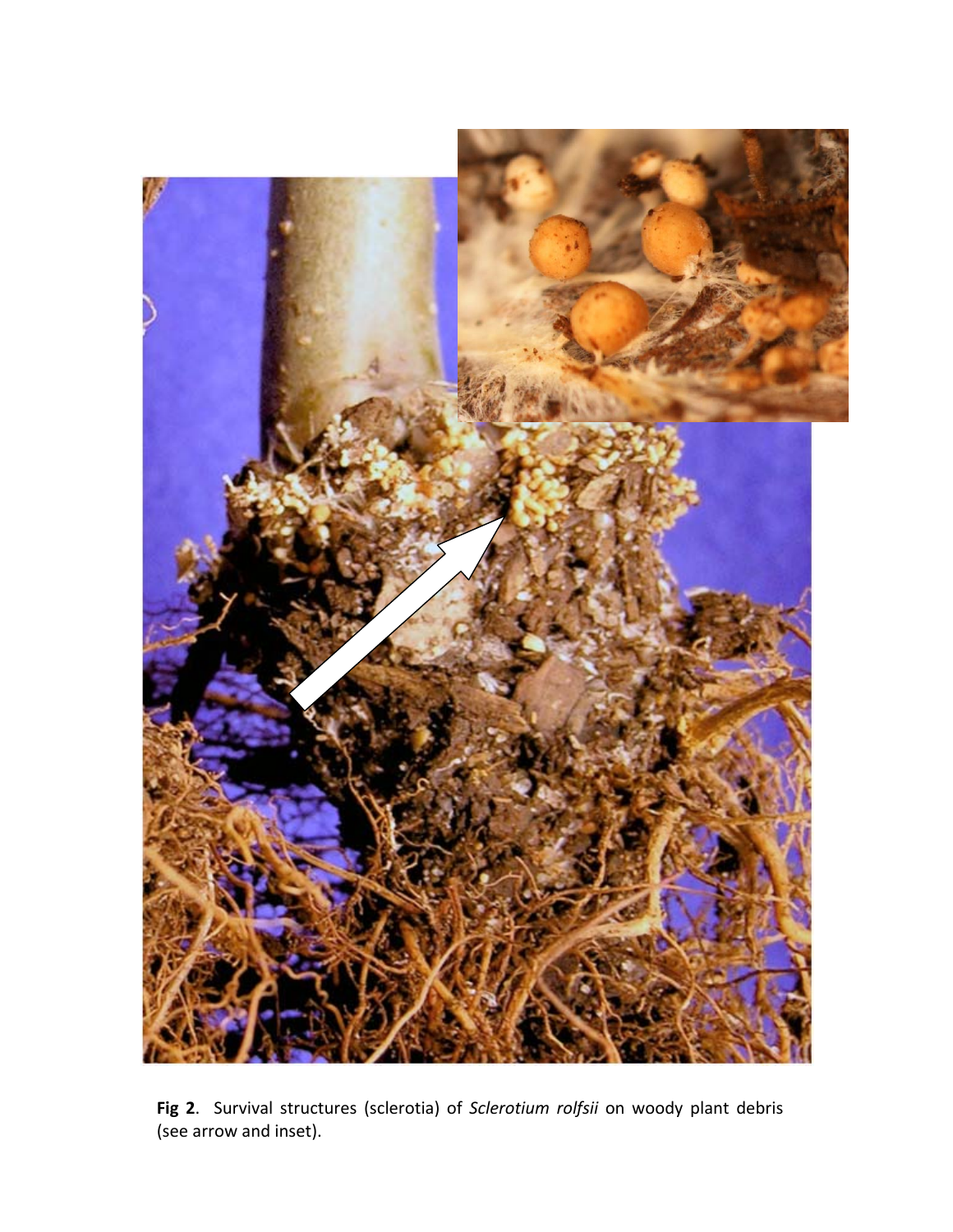**Fig 2**. Survival structures (sclerotia) of *Sclerotium rolfsii* on woody plant debris (see arrow and inset).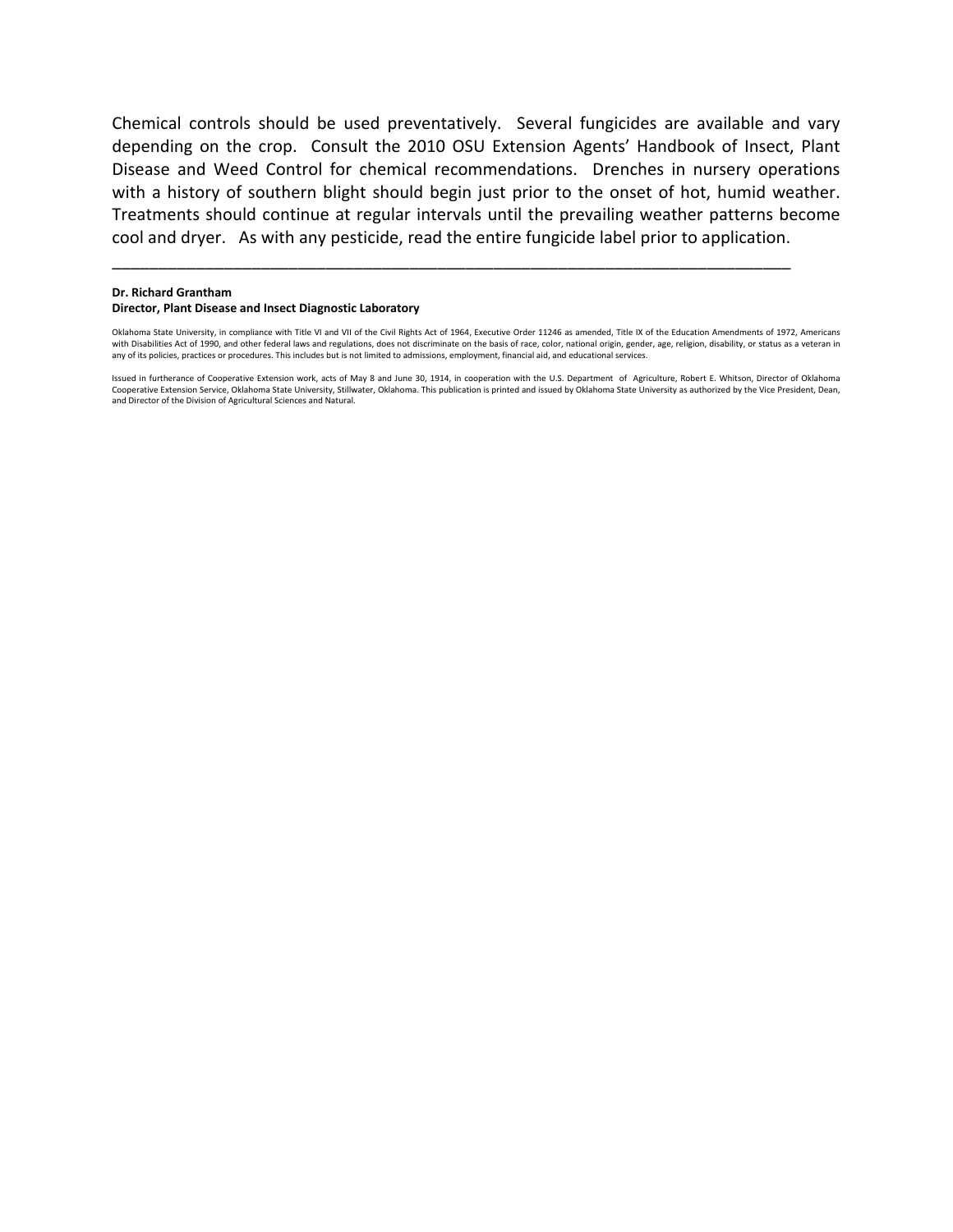Chemical controls should be used preventatively. Several fungicides are available and vary depending on the crop. Consult the 2010 OSU Extension Agents' Handbook of Insect, Plant Disease and Weed Control for chemical recommendations. Drenches in nursery operations with a history of southern blight should begin just prior to the onset of hot, humid weather. Treatments should continue at regular intervals until the prevailing weather patterns become cool and dryer. As with any pesticide, read the entire fungicide label prior to application.

---

**Dr. Richard Grantham**
**Director, Plant Disease and Insect Diagnostic Laboratory**

Oklahoma State University, in compliance with Title VI and VII of the Civil Rights Act of 1964, Executive Order 11246 as amended, Title IX of the Education Amendments of 1972, Americans with Disabilities Act of 1990, and other federal laws and regulations, does not discriminate on the basis of race, color, national origin, gender, age, religion, disability, or status as a veteran in any of its policies, practices or procedures. This includes but is not limited to admissions, employment, financial aid, and educational services.

Issued in furtherance of Cooperative Extension work, acts of May 8 and June 30, 1914, in cooperation with the U.S. Department of Agriculture, Robert E. Whitson, Director of Oklahoma Cooperative Extension Service, Oklahoma State University, Stillwater, Oklahoma. This publication is printed and issued by Oklahoma State University as authorized by the Vice President, Dean, and Director of the Division of Agricultural Sciences and Natural.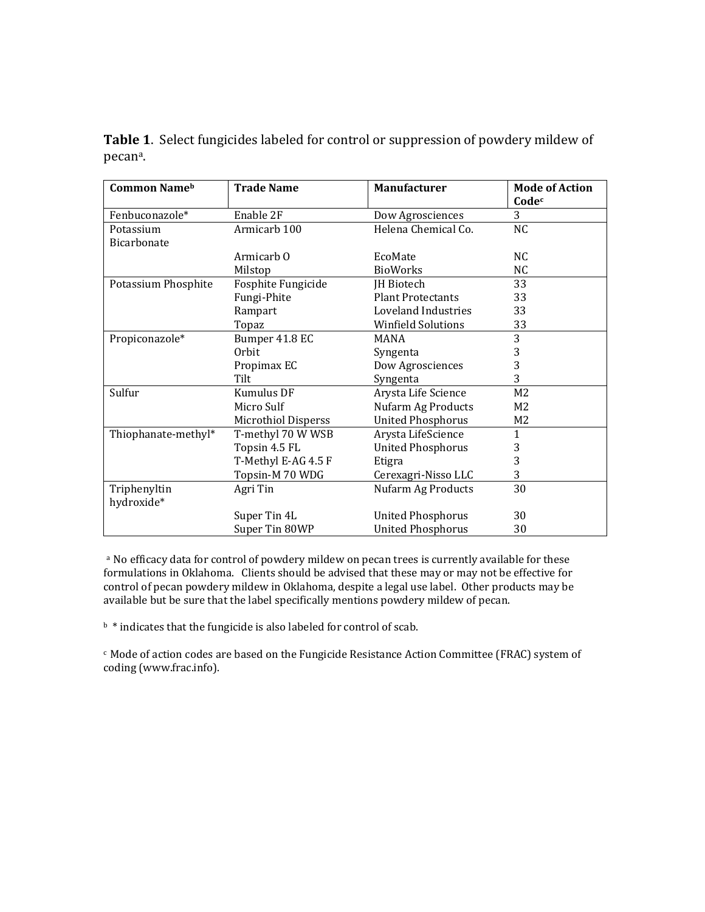**Table 1**. Select fungicides labeled for control or suppression of powdery mildew of pecan[a].

| Common Name[b] | Trade Name | Manufacturer | Mode of Action Code[c] |
|---|---|---|---|
| Fenbuconazole* | Enable 2F | Dow Agrosciences | 3 |
| Potassium Bicarbonate | Armicarb 100 | Helena Chemical Co. | NC |
| | Armicarb O | EcoMate | NC |
| | Milstop | BioWorks | NC |
| Potassium Phosphite | Fosphite Fungicide | JH Biotech | 33 |
| | Fungi-Phite | Plant Protectants | 33 |
| | Rampart | Loveland Industries | 33 |
| | Topaz | Winfield Solutions | 33 |
| Propiconazole* | Bumper 41.8 EC | MANA | 3 |
| | Orbit | Syngenta | 3 |
| | Propimax EC | Dow Agrosciences | 3 |
| | Tilt | Syngenta | 3 |
| Sulfur | Kumulus DF | Arysta Life Science | M2 |
| | Micro Sulf | Nufarm Ag Products | M2 |
| | Microthiol Disperss | United Phosphorus | M2 |
| Thiophanate-methyl* | T-methyl 70 W WSB | Arysta LifeScience | 1 |
| | Topsin 4.5 FL | United Phosphorus | 3 |
| | T-Methyl E-AG 4.5 F | Etigra | 3 |
| | Topsin-M 70 WDG | Cerexagri-Nisso LLC | 3 |
| Triphenyltin hydroxide* | Agri Tin | Nufarm Ag Products | 30 |
| | Super Tin 4L | United Phosphorus | 30 |
| | Super Tin 80WP | United Phosphorus | 30 |

[a] No efficacy data for control of powdery mildew on pecan trees is currently available for these formulations in Oklahoma. Clients should be advised that these may or may not be effective for control of pecan powdery mildew in Oklahoma, despite a legal use label. Other products may be available but be sure that the label specifically mentions powdery mildew of pecan.

[b] * indicates that the fungicide is also labeled for control of scab.

[c] Mode of action codes are based on the Fungicide Resistance Action Committee (FRAC) system of coding (www.frac.info).